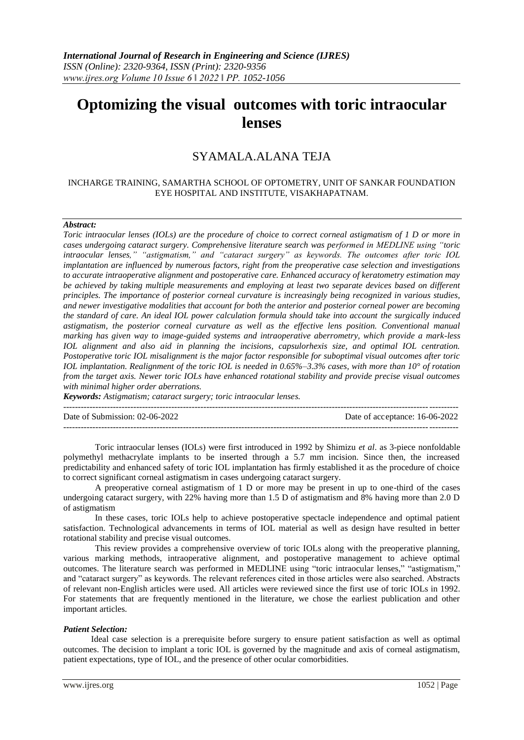# Optomizing the visual outcomes with toric intraocular lenses

## SYAMALA.ALANA TEJA

INCHARGE TRAINING, SAMARTHA SCHOOL OF OPTOMETRY, UNIT OF SANKAR FOUNDATION EYE HOSPITAL AND INSTITUTE, VISAKHAPATNAM.

***Abstract:***

*Toric intraocular lenses (IOLs) are the procedure of choice to correct corneal astigmatism of 1 D or more in cases undergoing cataract surgery. Comprehensive literature search was performed in MEDLINE using "toric intraocular lenses," "astigmatism," and "cataract surgery" as keywords. The outcomes after toric IOL implantation are influenced by numerous factors, right from the preoperative case selection and investigations to accurate intraoperative alignment and postoperative care. Enhanced accuracy of keratometry estimation may be achieved by taking multiple measurements and employing at least two separate devices based on different principles. The importance of posterior corneal curvature is increasingly being recognized in various studies, and newer investigative modalities that account for both the anterior and posterior corneal power are becoming the standard of care. An ideal IOL power calculation formula should take into account the surgically induced astigmatism, the posterior corneal curvature as well as the effective lens position. Conventional manual marking has given way to image-guided systems and intraoperative aberrometry, which provide a mark-less IOL alignment and also aid in planning the incisions, capsulorhexis size, and optimal IOL centration. Postoperative toric IOL misalignment is the major factor responsible for suboptimal visual outcomes after toric IOL implantation. Realignment of the toric IOL is needed in 0.65%–3.3% cases, with more than 10° of rotation from the target axis. Newer toric IOLs have enhanced rotational stability and provide precise visual outcomes with minimal higher order aberrations.*

***Keywords:*** *Astigmatism; cataract surgery; toric intraocular lenses.*

---

Date of Submission: 02-06-2022 | Date of acceptance: 16-06-2022

---

Toric intraocular lenses (IOLs) were first introduced in 1992 by Shimizu *et al*. as 3-piece nonfoldable polymethyl methacrylate implants to be inserted through a 5.7 mm incision. Since then, the increased predictability and enhanced safety of toric IOL implantation has firmly established it as the procedure of choice to correct significant corneal astigmatism in cases undergoing cataract surgery.

A preoperative corneal astigmatism of 1 D or more may be present in up to one-third of the cases undergoing cataract surgery, with 22% having more than 1.5 D of astigmatism and 8% having more than 2.0 D of astigmatism

In these cases, toric IOLs help to achieve postoperative spectacle independence and optimal patient satisfaction. Technological advancements in terms of IOL material as well as design have resulted in better rotational stability and precise visual outcomes.

This review provides a comprehensive overview of toric IOLs along with the preoperative planning, various marking methods, intraoperative alignment, and postoperative management to achieve optimal outcomes. The literature search was performed in MEDLINE using "toric intraocular lenses," "astigmatism," and "cataract surgery" as keywords. The relevant references cited in those articles were also searched. Abstracts of relevant non-English articles were used. All articles were reviewed since the first use of toric IOLs in 1992. For statements that are frequently mentioned in the literature, we chose the earliest publication and other important articles.

### *Patient Selection:*

Ideal case selection is a prerequisite before surgery to ensure patient satisfaction as well as optimal outcomes. The decision to implant a toric IOL is governed by the magnitude and axis of corneal astigmatism, patient expectations, type of IOL, and the presence of other ocular comorbidities.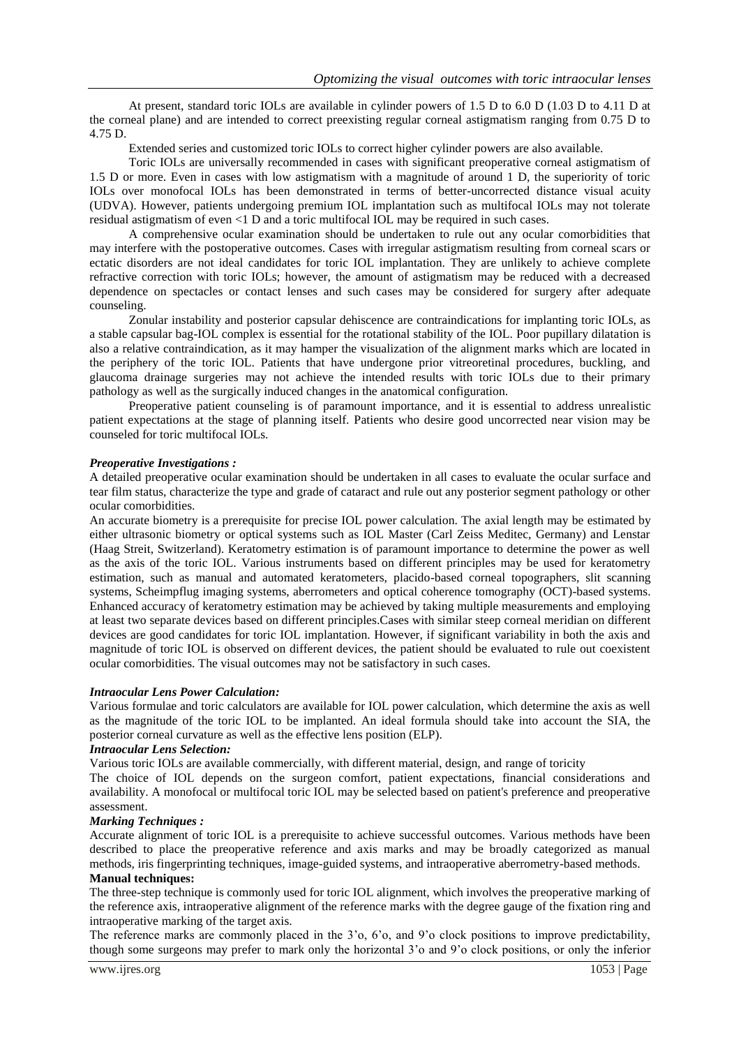At present, standard toric IOLs are available in cylinder powers of 1.5 D to 6.0 D (1.03 D to 4.11 D at the corneal plane) and are intended to correct preexisting regular corneal astigmatism ranging from 0.75 D to 4.75 D.

Extended series and customized toric IOLs to correct higher cylinder powers are also available.

Toric IOLs are universally recommended in cases with significant preoperative corneal astigmatism of 1.5 D or more. Even in cases with low astigmatism with a magnitude of around 1 D, the superiority of toric IOLs over monofocal IOLs has been demonstrated in terms of better-uncorrected distance visual acuity (UDVA). However, patients undergoing premium IOL implantation such as multifocal IOLs may not tolerate residual astigmatism of even <1 D and a toric multifocal IOL may be required in such cases.

A comprehensive ocular examination should be undertaken to rule out any ocular comorbidities that may interfere with the postoperative outcomes. Cases with irregular astigmatism resulting from corneal scars or ectatic disorders are not ideal candidates for toric IOL implantation. They are unlikely to achieve complete refractive correction with toric IOLs; however, the amount of astigmatism may be reduced with a decreased dependence on spectacles or contact lenses and such cases may be considered for surgery after adequate counseling.

Zonular instability and posterior capsular dehiscence are contraindications for implanting toric IOLs, as a stable capsular bag-IOL complex is essential for the rotational stability of the IOL. Poor pupillary dilatation is also a relative contraindication, as it may hamper the visualization of the alignment marks which are located in the periphery of the toric IOL. Patients that have undergone prior vitreoretinal procedures, buckling, and glaucoma drainage surgeries may not achieve the intended results with toric IOLs due to their primary pathology as well as the surgically induced changes in the anatomical configuration.

Preoperative patient counseling is of paramount importance, and it is essential to address unrealistic patient expectations at the stage of planning itself. Patients who desire good uncorrected near vision may be counseled for toric multifocal IOLs.

***Preoperative Investigations :***

A detailed preoperative ocular examination should be undertaken in all cases to evaluate the ocular surface and tear film status, characterize the type and grade of cataract and rule out any posterior segment pathology or other ocular comorbidities.

An accurate biometry is a prerequisite for precise IOL power calculation. The axial length may be estimated by either ultrasonic biometry or optical systems such as IOL Master (Carl Zeiss Meditec, Germany) and Lenstar (Haag Streit, Switzerland). Keratometry estimation is of paramount importance to determine the power as well as the axis of the toric IOL. Various instruments based on different principles may be used for keratometry estimation, such as manual and automated keratometers, placido-based corneal topographers, slit scanning systems, Scheimpflug imaging systems, aberrometers and optical coherence tomography (OCT)-based systems. Enhanced accuracy of keratometry estimation may be achieved by taking multiple measurements and employing at least two separate devices based on different principles.Cases with similar steep corneal meridian on different devices are good candidates for toric IOL implantation. However, if significant variability in both the axis and magnitude of toric IOL is observed on different devices, the patient should be evaluated to rule out coexistent ocular comorbidities. The visual outcomes may not be satisfactory in such cases.

***Intraocular Lens Power Calculation:***

Various formulae and toric calculators are available for IOL power calculation, which determine the axis as well as the magnitude of the toric IOL to be implanted. An ideal formula should take into account the SIA, the posterior corneal curvature as well as the effective lens position (ELP).

***Intraocular Lens Selection:***

Various toric IOLs are available commercially, with different material, design, and range of toricity

The choice of IOL depends on the surgeon comfort, patient expectations, financial considerations and availability. A monofocal or multifocal toric IOL may be selected based on patient's preference and preoperative assessment.

***Marking Techniques :***

Accurate alignment of toric IOL is a prerequisite to achieve successful outcomes. Various methods have been described to place the preoperative reference and axis marks and may be broadly categorized as manual methods, iris fingerprinting techniques, image-guided systems, and intraoperative aberrometry-based methods.

**Manual techniques:**

The three-step technique is commonly used for toric IOL alignment, which involves the preoperative marking of the reference axis, intraoperative alignment of the reference marks with the degree gauge of the fixation ring and intraoperative marking of the target axis.

The reference marks are commonly placed in the 3'o, 6'o, and 9'o clock positions to improve predictability, though some surgeons may prefer to mark only the horizontal 3'o and 9'o clock positions, or only the inferior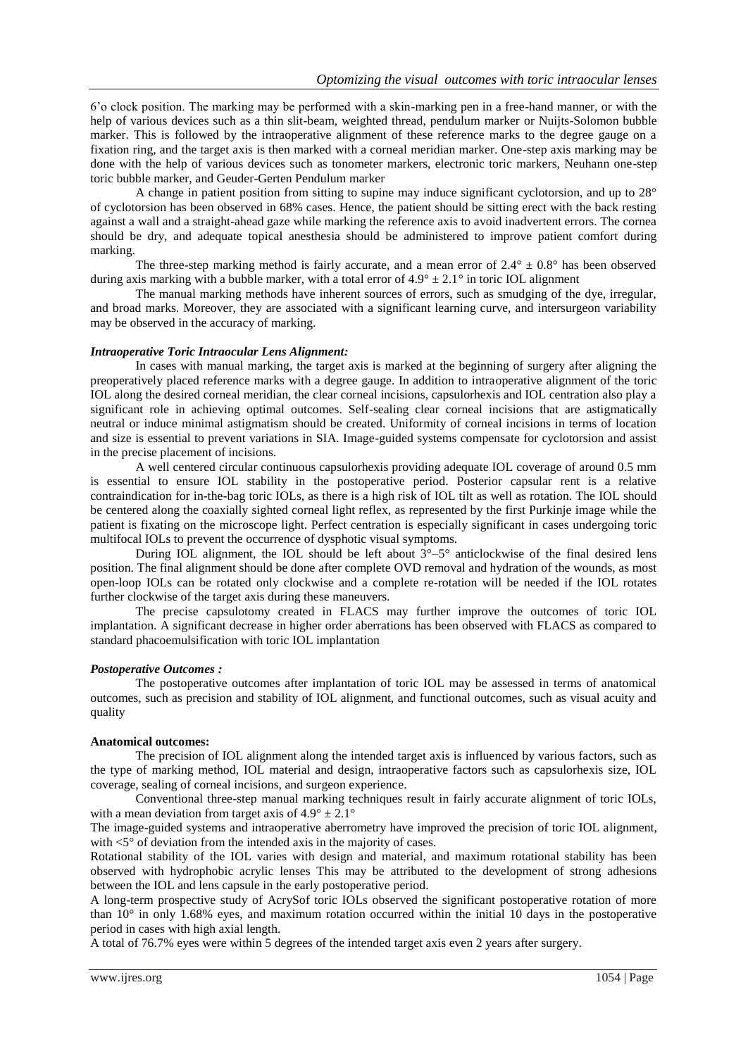6'o clock position. The marking may be performed with a skin-marking pen in a free-hand manner, or with the help of various devices such as a thin slit-beam, weighted thread, pendulum marker or Nuijts-Solomon bubble marker. This is followed by the intraoperative alignment of these reference marks to the degree gauge on a fixation ring, and the target axis is then marked with a corneal meridian marker. One-step axis marking may be done with the help of various devices such as tonometer markers, electronic toric markers, Neuhann one-step toric bubble marker, and Geuder-Gerten Pendulum marker

A change in patient position from sitting to supine may induce significant cyclotorsion, and up to 28° of cyclotorsion has been observed in 68% cases. Hence, the patient should be sitting erect with the back resting against a wall and a straight-ahead gaze while marking the reference axis to avoid inadvertent errors. The cornea should be dry, and adequate topical anesthesia should be administered to improve patient comfort during marking.

The three-step marking method is fairly accurate, and a mean error of $2.4° \pm 0.8°$ has been observed during axis marking with a bubble marker, with a total error of $4.9° \pm 2.1°$ in toric IOL alignment

The manual marking methods have inherent sources of errors, such as smudging of the dye, irregular, and broad marks. Moreover, they are associated with a significant learning curve, and intersurgeon variability may be observed in the accuracy of marking.

### *Intraoperative Toric Intraocular Lens Alignment:*

In cases with manual marking, the target axis is marked at the beginning of surgery after aligning the preoperatively placed reference marks with a degree gauge. In addition to intraoperative alignment of the toric IOL along the desired corneal meridian, the clear corneal incisions, capsulorhexis and IOL centration also play a significant role in achieving optimal outcomes. Self-sealing clear corneal incisions that are astigmatically neutral or induce minimal astigmatism should be created. Uniformity of corneal incisions in terms of location and size is essential to prevent variations in SIA. Image-guided systems compensate for cyclotorsion and assist in the precise placement of incisions.

A well centered circular continuous capsulorhexis providing adequate IOL coverage of around 0.5 mm is essential to ensure IOL stability in the postoperative period. Posterior capsular rent is a relative contraindication for in-the-bag toric IOLs, as there is a high risk of IOL tilt as well as rotation. The IOL should be centered along the coaxially sighted corneal light reflex, as represented by the first Purkinje image while the patient is fixating on the microscope light. Perfect centration is especially significant in cases undergoing toric multifocal IOLs to prevent the occurrence of dysphotic visual symptoms.

During IOL alignment, the IOL should be left about 3°–5° anticlockwise of the final desired lens position. The final alignment should be done after complete OVD removal and hydration of the wounds, as most open-loop IOLs can be rotated only clockwise and a complete re-rotation will be needed if the IOL rotates further clockwise of the target axis during these maneuvers.

The precise capsulotomy created in FLACS may further improve the outcomes of toric IOL implantation. A significant decrease in higher order aberrations has been observed with FLACS as compared to standard phacoemulsification with toric IOL implantation

### *Postoperative Outcomes :*

The postoperative outcomes after implantation of toric IOL may be assessed in terms of anatomical outcomes, such as precision and stability of IOL alignment, and functional outcomes, such as visual acuity and quality

#### **Anatomical outcomes:**

The precision of IOL alignment along the intended target axis is influenced by various factors, such as the type of marking method, IOL material and design, intraoperative factors such as capsulorhexis size, IOL coverage, sealing of corneal incisions, and surgeon experience.

Conventional three-step manual marking techniques result in fairly accurate alignment of toric IOLs, with a mean deviation from target axis of $4.9° \pm 2.1°$

The image-guided systems and intraoperative aberrometry have improved the precision of toric IOL alignment, with <5° of deviation from the intended axis in the majority of cases.

Rotational stability of the IOL varies with design and material, and maximum rotational stability has been observed with hydrophobic acrylic lenses This may be attributed to the development of strong adhesions between the IOL and lens capsule in the early postoperative period.

A long-term prospective study of AcrySof toric IOLs observed the significant postoperative rotation of more than 10° in only 1.68% eyes, and maximum rotation occurred within the initial 10 days in the postoperative period in cases with high axial length.

A total of 76.7% eyes were within 5 degrees of the intended target axis even 2 years after surgery.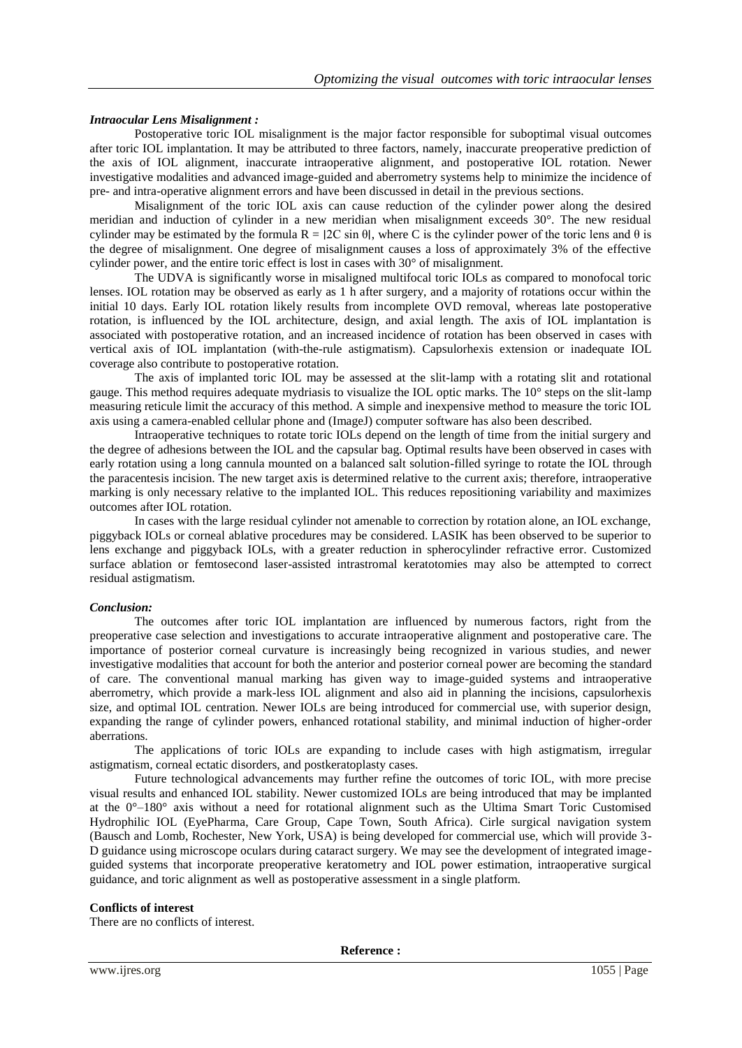### *Intraocular Lens Misalignment :*

Postoperative toric IOL misalignment is the major factor responsible for suboptimal visual outcomes after toric IOL implantation. It may be attributed to three factors, namely, inaccurate preoperative prediction of the axis of IOL alignment, inaccurate intraoperative alignment, and postoperative IOL rotation. Newer investigative modalities and advanced image-guided and aberrometry systems help to minimize the incidence of pre- and intra-operative alignment errors and have been discussed in detail in the previous sections.

Misalignment of the toric IOL axis can cause reduction of the cylinder power along the desired meridian and induction of cylinder in a new meridian when misalignment exceeds 30°. The new residual cylinder may be estimated by the formula $R = |2C \sin \theta|$, where C is the cylinder power of the toric lens and $\theta$ is the degree of misalignment. One degree of misalignment causes a loss of approximately 3% of the effective cylinder power, and the entire toric effect is lost in cases with 30° of misalignment.

The UDVA is significantly worse in misaligned multifocal toric IOLs as compared to monofocal toric lenses. IOL rotation may be observed as early as 1 h after surgery, and a majority of rotations occur within the initial 10 days. Early IOL rotation likely results from incomplete OVD removal, whereas late postoperative rotation, is influenced by the IOL architecture, design, and axial length. The axis of IOL implantation is associated with postoperative rotation, and an increased incidence of rotation has been observed in cases with vertical axis of IOL implantation (with-the-rule astigmatism). Capsulorhexis extension or inadequate IOL coverage also contribute to postoperative rotation.

The axis of implanted toric IOL may be assessed at the slit-lamp with a rotating slit and rotational gauge. This method requires adequate mydriasis to visualize the IOL optic marks. The 10° steps on the slit-lamp measuring reticule limit the accuracy of this method. A simple and inexpensive method to measure the toric IOL axis using a camera-enabled cellular phone and (ImageJ) computer software has also been described.

Intraoperative techniques to rotate toric IOLs depend on the length of time from the initial surgery and the degree of adhesions between the IOL and the capsular bag. Optimal results have been observed in cases with early rotation using a long cannula mounted on a balanced salt solution-filled syringe to rotate the IOL through the paracentesis incision. The new target axis is determined relative to the current axis; therefore, intraoperative marking is only necessary relative to the implanted IOL. This reduces repositioning variability and maximizes outcomes after IOL rotation.

In cases with the large residual cylinder not amenable to correction by rotation alone, an IOL exchange, piggyback IOLs or corneal ablative procedures may be considered. LASIK has been observed to be superior to lens exchange and piggyback IOLs, with a greater reduction in spherocylinder refractive error. Customized surface ablation or femtosecond laser-assisted intrastromal keratotomies may also be attempted to correct residual astigmatism.

### *Conclusion:*

The outcomes after toric IOL implantation are influenced by numerous factors, right from the preoperative case selection and investigations to accurate intraoperative alignment and postoperative care. The importance of posterior corneal curvature is increasingly being recognized in various studies, and newer investigative modalities that account for both the anterior and posterior corneal power are becoming the standard of care. The conventional manual marking has given way to image-guided systems and intraoperative aberrometry, which provide a mark-less IOL alignment and also aid in planning the incisions, capsulorhexis size, and optimal IOL centration. Newer IOLs are being introduced for commercial use, with superior design, expanding the range of cylinder powers, enhanced rotational stability, and minimal induction of higher-order aberrations.

The applications of toric IOLs are expanding to include cases with high astigmatism, irregular astigmatism, corneal ectatic disorders, and postkeratoplasty cases.

Future technological advancements may further refine the outcomes of toric IOL, with more precise visual results and enhanced IOL stability. Newer customized IOLs are being introduced that may be implanted at the 0°–180° axis without a need for rotational alignment such as the Ultima Smart Toric Customised Hydrophilic IOL (EyePharma, Care Group, Cape Town, South Africa). Cirle surgical navigation system (Bausch and Lomb, Rochester, New York, USA) is being developed for commercial use, which will provide 3-D guidance using microscope oculars during cataract surgery. We may see the development of integrated image-guided systems that incorporate preoperative keratometry and IOL power estimation, intraoperative surgical guidance, and toric alignment as well as postoperative assessment in a single platform.

**Conflicts of interest**

There are no conflicts of interest.

**Reference :**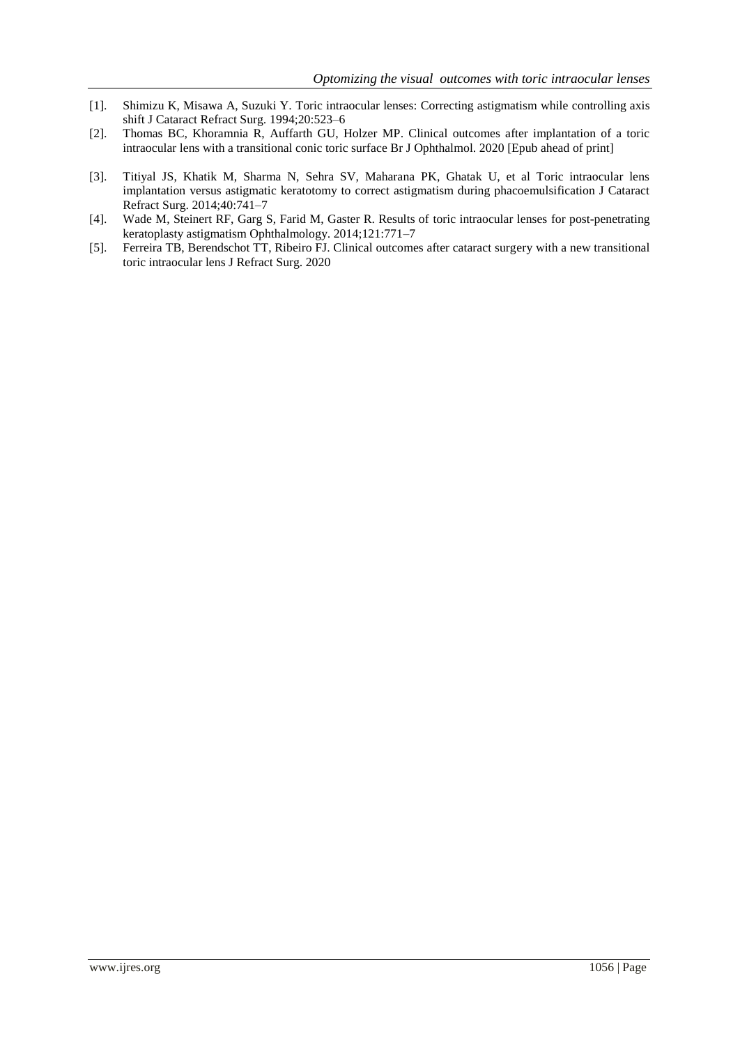[1]. Shimizu K, Misawa A, Suzuki Y. Toric intraocular lenses: Correcting astigmatism while controlling axis shift J Cataract Refract Surg. 1994;20:523–6

[2]. Thomas BC, Khoramnia R, Auffarth GU, Holzer MP. Clinical outcomes after implantation of a toric intraocular lens with a transitional conic toric surface Br J Ophthalmol. 2020 [Epub ahead of print]

[3]. Titiyal JS, Khatik M, Sharma N, Sehra SV, Maharana PK, Ghatak U, et al Toric intraocular lens implantation versus astigmatic keratotomy to correct astigmatism during phacoemulsification J Cataract Refract Surg. 2014;40:741–7

[4]. Wade M, Steinert RF, Garg S, Farid M, Gaster R. Results of toric intraocular lenses for post-penetrating keratoplasty astigmatism Ophthalmology. 2014;121:771–7

[5]. Ferreira TB, Berendschot TT, Ribeiro FJ. Clinical outcomes after cataract surgery with a new transitional toric intraocular lens J Refract Surg. 2020